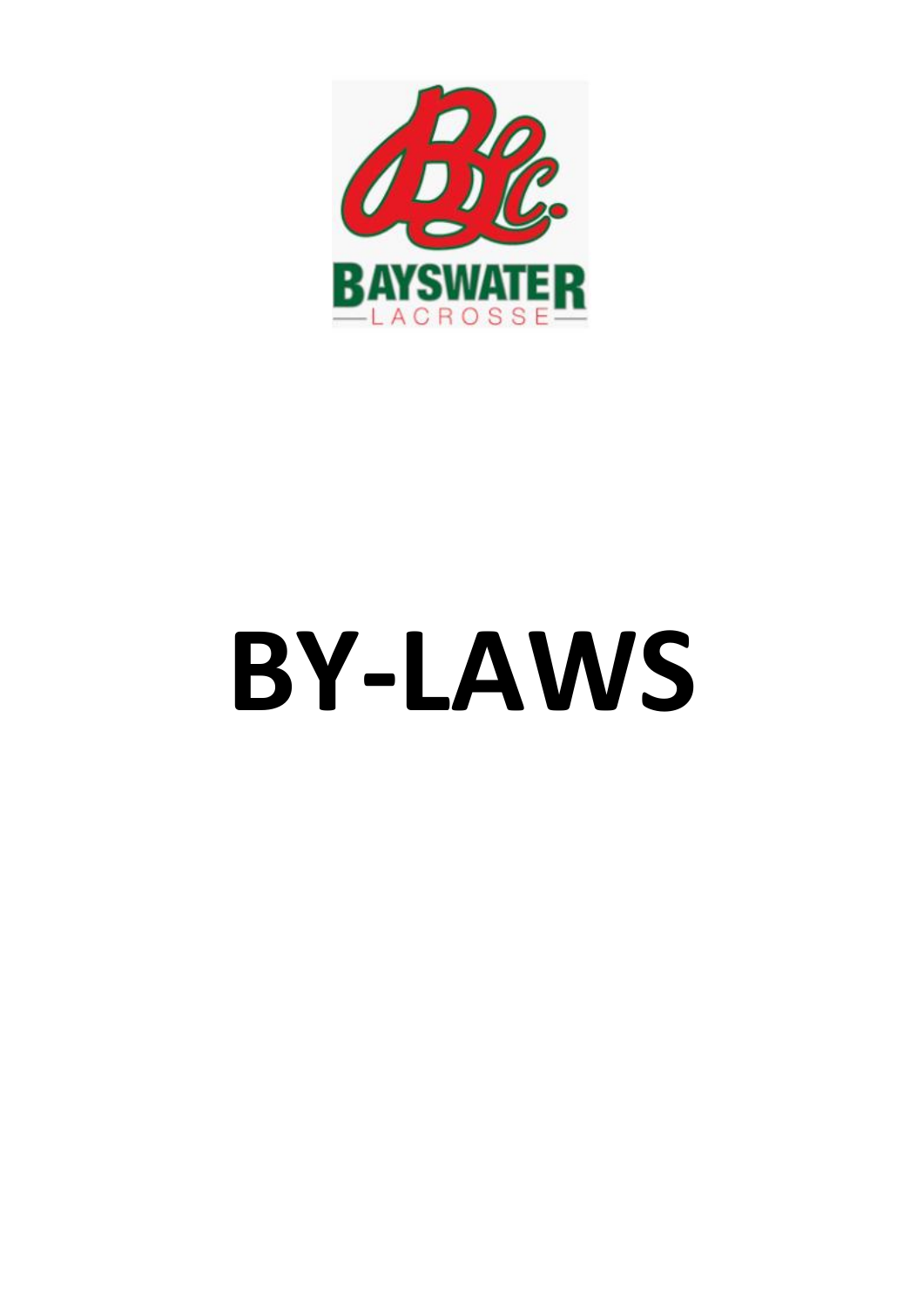# BY-LAWS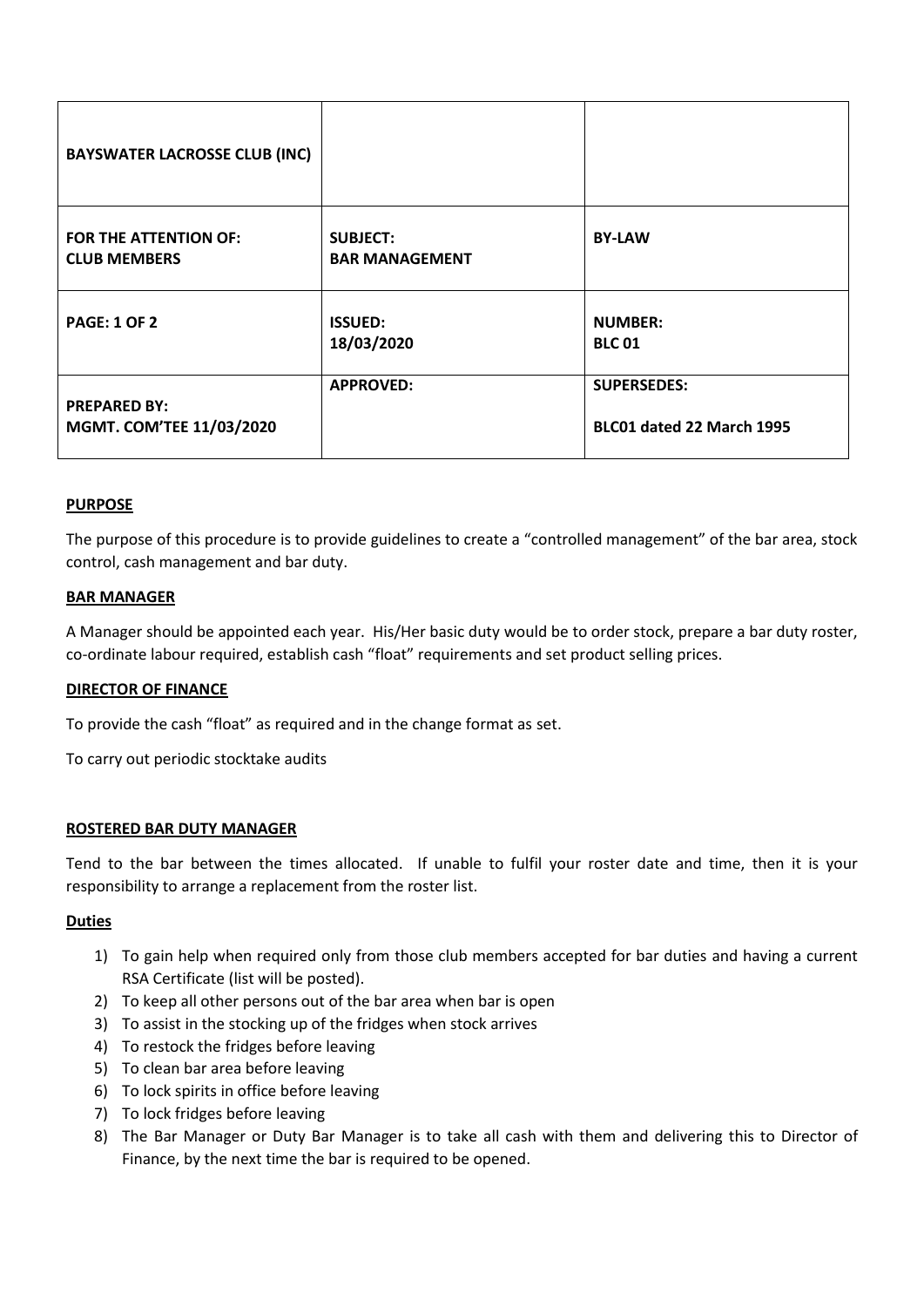| **BAYSWATER LACROSSE CLUB (INC)** | | |
|---|---|---|
| **FOR THE ATTENTION OF:**<br>**CLUB MEMBERS** | **SUBJECT:**<br>**BAR MANAGEMENT** | **BY-LAW** |
| **PAGE: 1 OF 2** | **ISSUED:**<br>**18/03/2020** | **NUMBER:**<br>**BLC 01** |
| **PREPARED BY:**<br>**MGMT. COM'TEE 11/03/2020** | **APPROVED:** | **SUPERSEDES:**<br>**BLC01 dated 22 March 1995** |

**PURPOSE**

The purpose of this procedure is to provide guidelines to create a "controlled management" of the bar area, stock control, cash management and bar duty.

**BAR MANAGER**

A Manager should be appointed each year. His/Her basic duty would be to order stock, prepare a bar duty roster, co-ordinate labour required, establish cash "float" requirements and set product selling prices.

**DIRECTOR OF FINANCE**

To provide the cash "float" as required and in the change format as set.

To carry out periodic stocktake audits

**ROSTERED BAR DUTY MANAGER**

Tend to the bar between the times allocated. If unable to fulfil your roster date and time, then it is your responsibility to arrange a replacement from the roster list.

**Duties**

1) To gain help when required only from those club members accepted for bar duties and having a current RSA Certificate (list will be posted).
2) To keep all other persons out of the bar area when bar is open
3) To assist in the stocking up of the fridges when stock arrives
4) To restock the fridges before leaving
5) To clean bar area before leaving
6) To lock spirits in office before leaving
7) To lock fridges before leaving
8) The Bar Manager or Duty Bar Manager is to take all cash with them and delivering this to Director of Finance, by the next time the bar is required to be opened.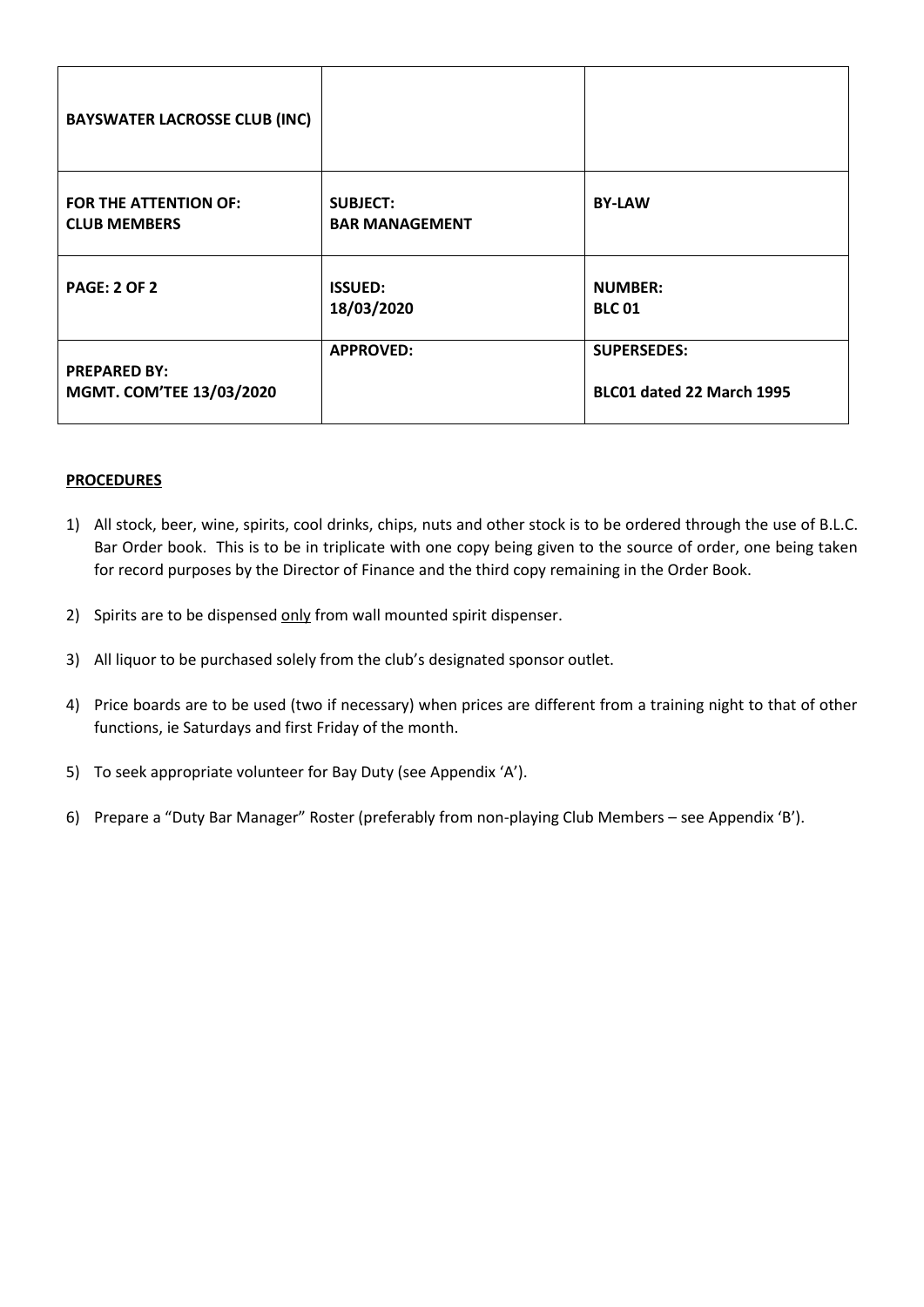| BAYSWATER LACROSSE CLUB (INC) | | |
|---|---|---|
| **FOR THE ATTENTION OF:** **CLUB MEMBERS** | **SUBJECT:** **BAR MANAGEMENT** | **BY-LAW** |
| **PAGE: 2 OF 2** | **ISSUED:** **18/03/2020** | **NUMBER:** **BLC 01** |
| **PREPARED BY:** **MGMT. COM'TEE 13/03/2020** | **APPROVED:** | **SUPERSEDES:** **BLC01 dated 22 March 1995** |

**PROCEDURES**

1) All stock, beer, wine, spirits, cool drinks, chips, nuts and other stock is to be ordered through the use of B.L.C. Bar Order book. This is to be in triplicate with one copy being given to the source of order, one being taken for record purposes by the Director of Finance and the third copy remaining in the Order Book.

2) Spirits are to be dispensed only from wall mounted spirit dispenser.

3) All liquor to be purchased solely from the club's designated sponsor outlet.

4) Price boards are to be used (two if necessary) when prices are different from a training night to that of other functions, ie Saturdays and first Friday of the month.

5) To seek appropriate volunteer for Bay Duty (see Appendix 'A').

6) Prepare a "Duty Bar Manager" Roster (preferably from non-playing Club Members – see Appendix 'B').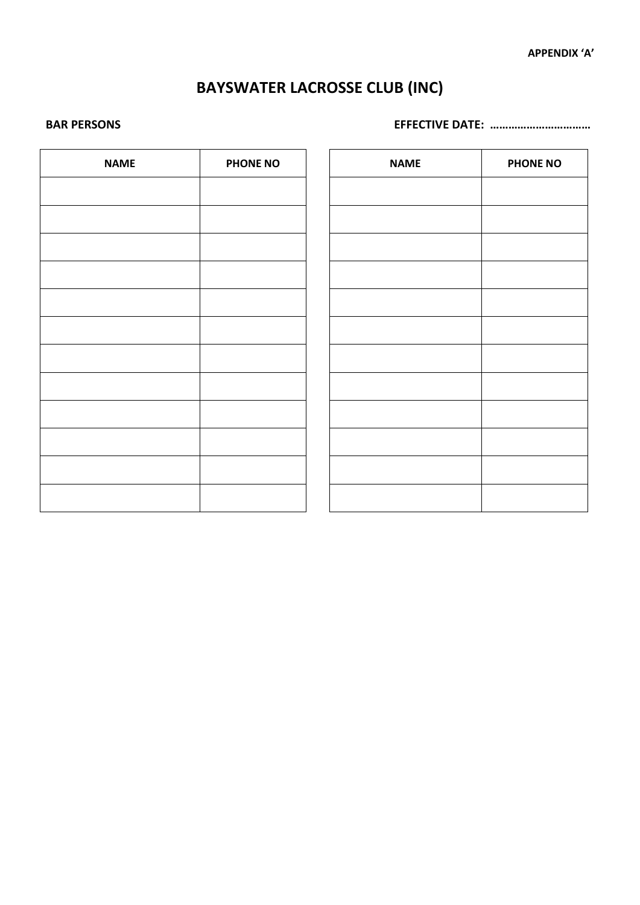**APPENDIX 'A'**

# BAYSWATER LACROSSE CLUB (INC)

**BAR PERSONS** **EFFECTIVE DATE: ……………………………**

| NAME | PHONE NO |
| --- | --- |
| | |
| | |
| | |
| | |
| | |
| | |
| | |
| | |
| | |
| | |
| | |
| | |

| NAME | PHONE NO |
| --- | --- |
| | |
| | |
| | |
| | |
| | |
| | |
| | |
| | |
| | |
| | |
| | |
| | |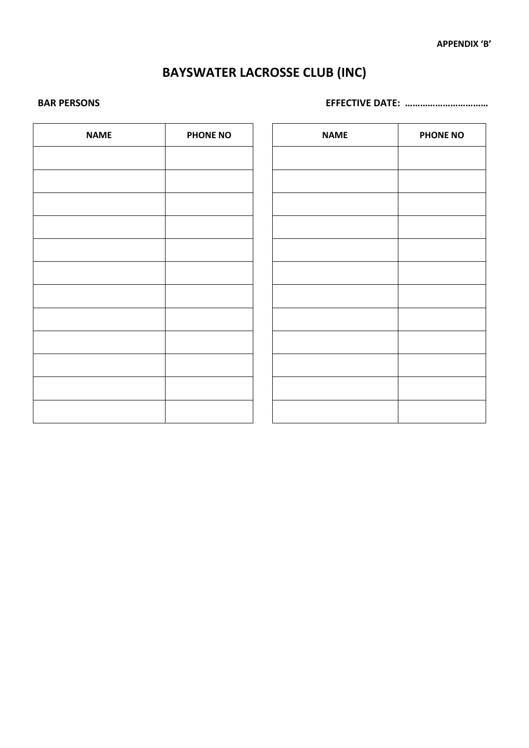**APPENDIX 'B'**

# BAYSWATER LACROSSE CLUB (INC)

**BAR PERSONS** **EFFECTIVE DATE: ……………………………**

| NAME | PHONE NO |
|---|---|
| | |
| | |
| | |
| | |
| | |
| | |
| | |
| | |
| | |
| | |
| | |
| | |

| NAME | PHONE NO |
|---|---|
| | |
| | |
| | |
| | |
| | |
| | |
| | |
| | |
| | |
| | |
| | |
| | |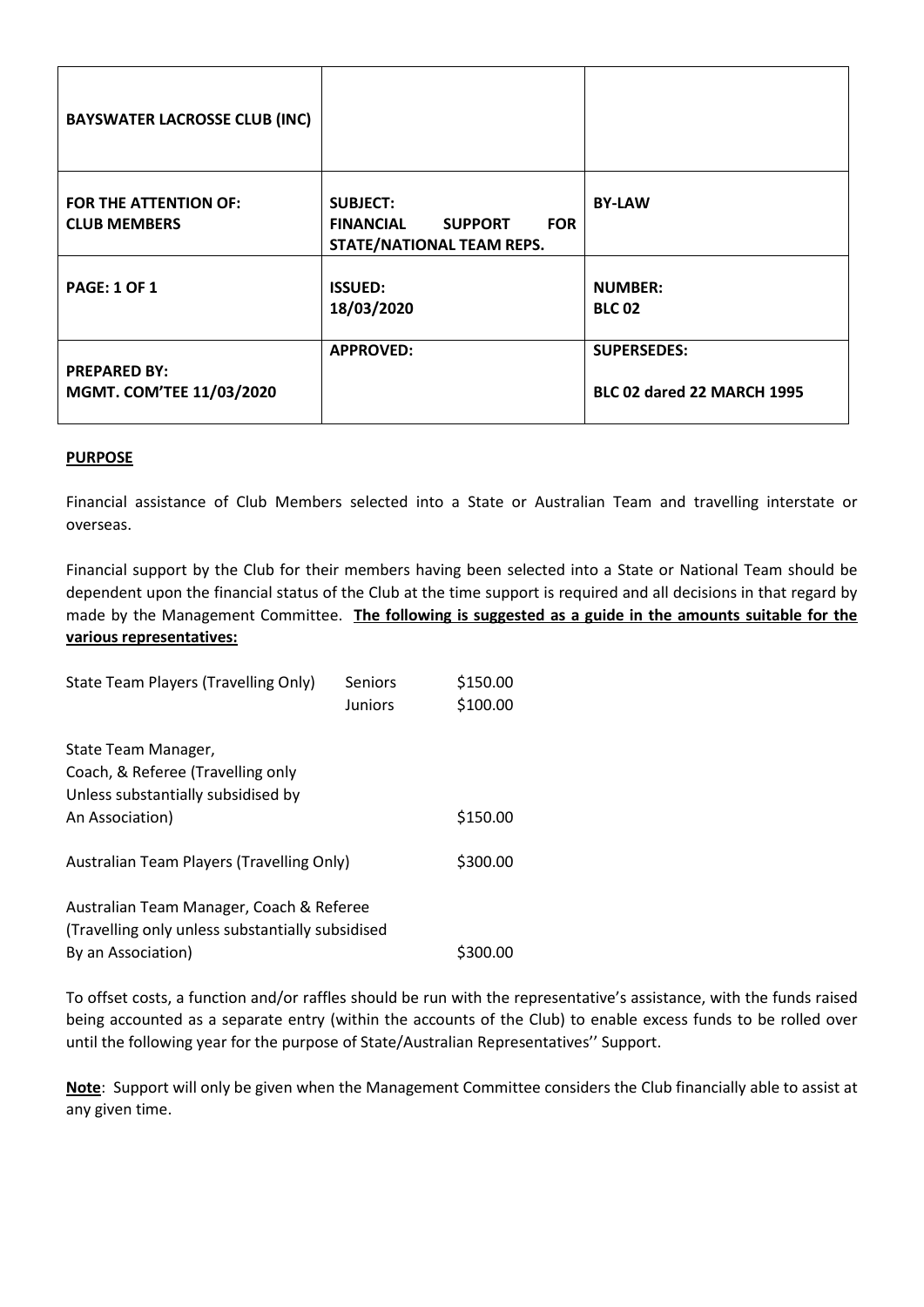| BAYSWATER LACROSSE CLUB (INC) | | |
|---|---|---|
| **FOR THE ATTENTION OF:** **CLUB MEMBERS** | **SUBJECT:** **FINANCIAL SUPPORT FOR STATE/NATIONAL TEAM REPS.** | **BY-LAW** |
| **PAGE: 1 OF 1** | **ISSUED:** **18/03/2020** | **NUMBER:** **BLC 02** |
| **PREPARED BY:** **MGMT. COM'TEE 11/03/2020** | **APPROVED:** | **SUPERSEDES:** **BLC 02 dared 22 MARCH 1995** |

**PURPOSE**

Financial assistance of Club Members selected into a State or Australian Team and travelling interstate or overseas.

Financial support by the Club for their members having been selected into a State or National Team should be dependent upon the financial status of the Club at the time support is required and all decisions in that regard by made by the Management Committee. **The following is suggested as a guide in the amounts suitable for the various representatives:**

| | | |
|---|---|---|
| State Team Players (Travelling Only) | Seniors | $150.00 |
| | Juniors | $100.00 |
| State Team Manager, Coach, & Referee (Travelling only Unless substantially subsidised by An Association) | | $150.00 |
| Australian Team Players (Travelling Only) | | $300.00 |
| Australian Team Manager, Coach & Referee (Travelling only unless substantially subsidised By an Association) | | $300.00 |

To offset costs, a function and/or raffles should be run with the representative's assistance, with the funds raised being accounted as a separate entry (within the accounts of the Club) to enable excess funds to be rolled over until the following year for the purpose of State/Australian Representatives'' Support.

**Note**: Support will only be given when the Management Committee considers the Club financially able to assist at any given time.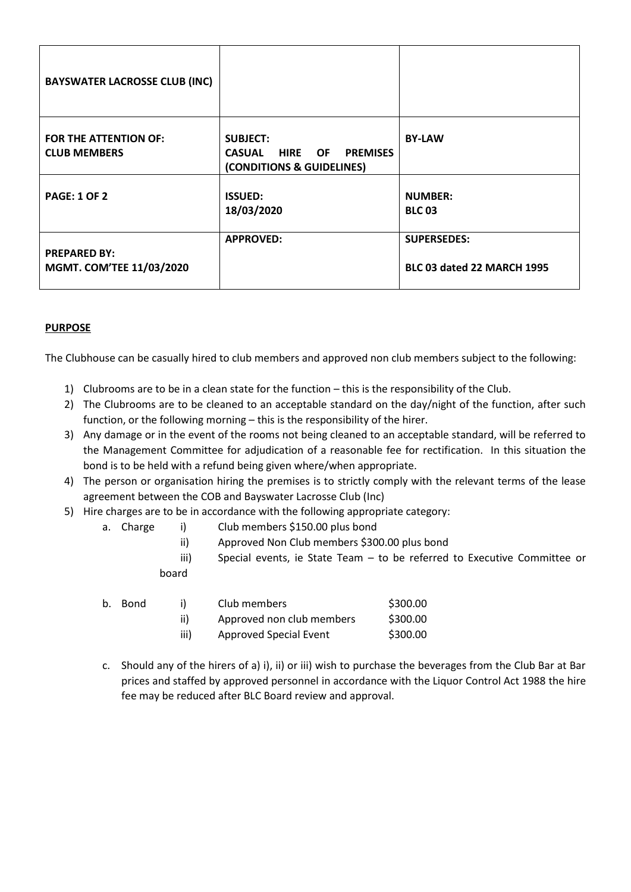| BAYSWATER LACROSSE CLUB (INC) | | |
|---|---|---|
| **FOR THE ATTENTION OF:** **CLUB MEMBERS** | **SUBJECT:** **CASUAL HIRE OF PREMISES (CONDITIONS & GUIDELINES)** | **BY-LAW** |
| **PAGE: 1 OF 2** | **ISSUED:** **18/03/2020** | **NUMBER:** **BLC 03** |
| **PREPARED BY:** **MGMT. COM'TEE 11/03/2020** | **APPROVED:** | **SUPERSEDES:** **BLC 03 dated 22 MARCH 1995** |

**PURPOSE**

The Clubhouse can be casually hired to club members and approved non club members subject to the following:

1) Clubrooms are to be in a clean state for the function – this is the responsibility of the Club.
2) The Clubrooms are to be cleaned to an acceptable standard on the day/night of the function, after such function, or the following morning – this is the responsibility of the hirer.
3) Any damage or in the event of the rooms not being cleaned to an acceptable standard, will be referred to the Management Committee for adjudication of a reasonable fee for rectification. In this situation the bond is to be held with a refund being given where/when appropriate.
4) The person or organisation hiring the premises is to strictly comply with the relevant terms of the lease agreement between the COB and Bayswater Lacrosse Club (Inc)
5) Hire charges are to be in accordance with the following appropriate category:
   a. Charge
      i) Club members $150.00 plus bond
      ii) Approved Non Club members $300.00 plus bond
      iii) Special events, ie State Team – to be referred to Executive Committee or board
   b. Bond
      i) Club members $300.00
      ii) Approved non club members $300.00
      iii) Approved Special Event $300.00
   c. Should any of the hirers of a) i), ii) or iii) wish to purchase the beverages from the Club Bar at Bar prices and staffed by approved personnel in accordance with the Liquor Control Act 1988 the hire fee may be reduced after BLC Board review and approval.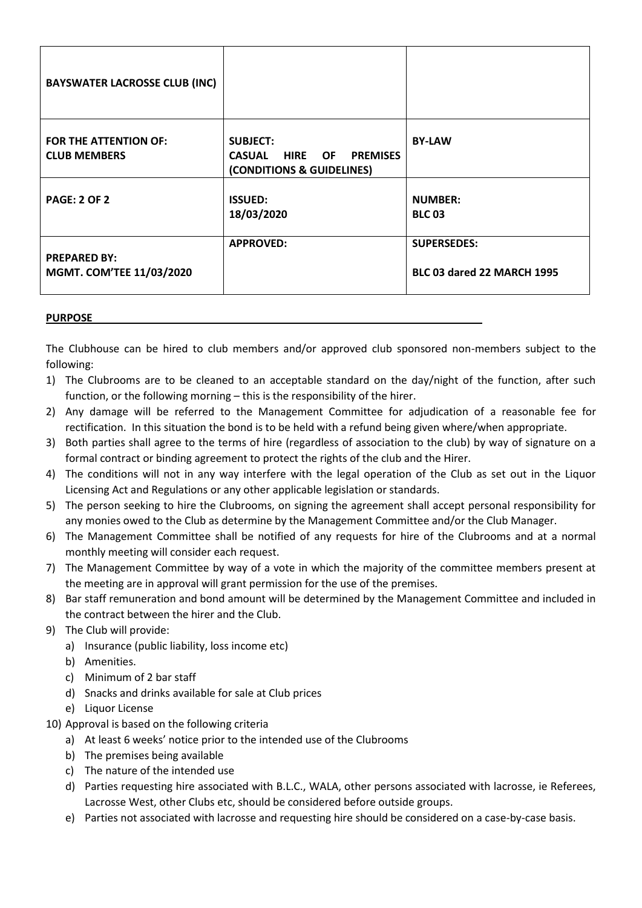| BAYSWATER LACROSSE CLUB (INC) | | |
|---|---|---|
| **FOR THE ATTENTION OF:**<br>**CLUB MEMBERS** | **SUBJECT:**<br>**CASUAL HIRE OF PREMISES (CONDITIONS & GUIDELINES)** | **BY-LAW** |
| **PAGE: 2 OF 2** | **ISSUED:**<br>**18/03/2020** | **NUMBER:**<br>**BLC 03** |
| **PREPARED BY:**<br>**MGMT. COM'TEE 11/03/2020** | **APPROVED:** | **SUPERSEDES:**<br>**BLC 03 dared 22 MARCH 1995** |

## PURPOSE

The Clubhouse can be hired to club members and/or approved club sponsored non-members subject to the following:

1) The Clubrooms are to be cleaned to an acceptable standard on the day/night of the function, after such function, or the following morning – this is the responsibility of the hirer.
2) Any damage will be referred to the Management Committee for adjudication of a reasonable fee for rectification. In this situation the bond is to be held with a refund being given where/when appropriate.
3) Both parties shall agree to the terms of hire (regardless of association to the club) by way of signature on a formal contract or binding agreement to protect the rights of the club and the Hirer.
4) The conditions will not in any way interfere with the legal operation of the Club as set out in the Liquor Licensing Act and Regulations or any other applicable legislation or standards.
5) The person seeking to hire the Clubrooms, on signing the agreement shall accept personal responsibility for any monies owed to the Club as determine by the Management Committee and/or the Club Manager.
6) The Management Committee shall be notified of any requests for hire of the Clubrooms and at a normal monthly meeting will consider each request.
7) The Management Committee by way of a vote in which the majority of the committee members present at the meeting are in approval will grant permission for the use of the premises.
8) Bar staff remuneration and bond amount will be determined by the Management Committee and included in the contract between the hirer and the Club.
9) The Club will provide:
   a) Insurance (public liability, loss income etc)
   b) Amenities.
   c) Minimum of 2 bar staff
   d) Snacks and drinks available for sale at Club prices
   e) Liquor License
10) Approval is based on the following criteria
    a) At least 6 weeks' notice prior to the intended use of the Clubrooms
    b) The premises being available
    c) The nature of the intended use
    d) Parties requesting hire associated with B.L.C., WALA, other persons associated with lacrosse, ie Referees, Lacrosse West, other Clubs etc, should be considered before outside groups.
    e) Parties not associated with lacrosse and requesting hire should be considered on a case-by-case basis.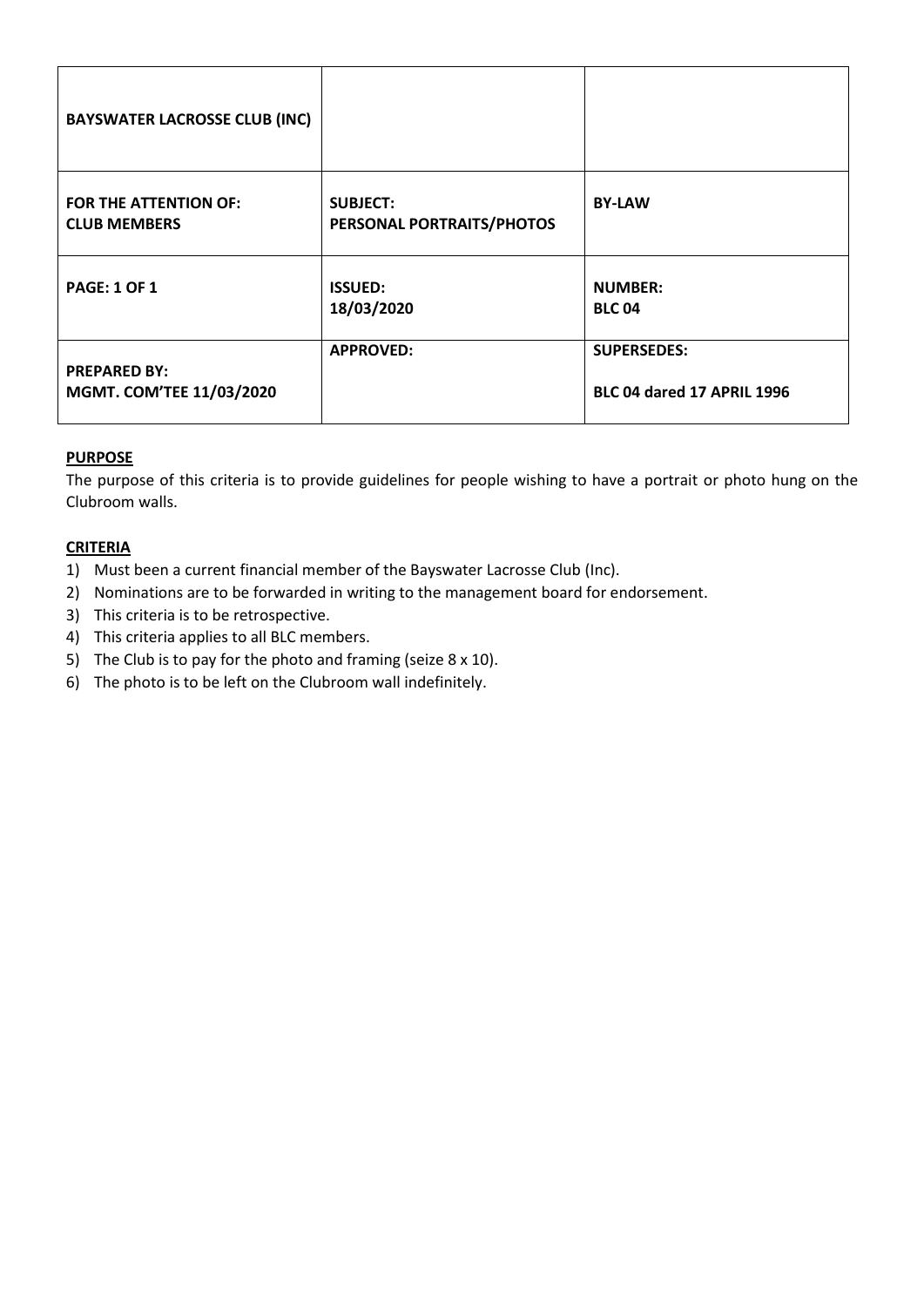| BAYSWATER LACROSSE CLUB (INC) | | |
|---|---|---|
| **FOR THE ATTENTION OF:**<br>**CLUB MEMBERS** | **SUBJECT:**<br>**PERSONAL PORTRAITS/PHOTOS** | **BY-LAW** |
| **PAGE: 1 OF 1** | **ISSUED:**<br>**18/03/2020** | **NUMBER:**<br>**BLC 04** |
| **PREPARED BY:**<br>**MGMT. COM'TEE 11/03/2020** | **APPROVED:** | **SUPERSEDES:**<br>**BLC 04 dared 17 APRIL 1996** |

**PURPOSE**

The purpose of this criteria is to provide guidelines for people wishing to have a portrait or photo hung on the Clubroom walls.

**CRITERIA**

1) Must been a current financial member of the Bayswater Lacrosse Club (Inc).
2) Nominations are to be forwarded in writing to the management board for endorsement.
3) This criteria is to be retrospective.
4) This criteria applies to all BLC members.
5) The Club is to pay for the photo and framing (seize 8 x 10).
6) The photo is to be left on the Clubroom wall indefinitely.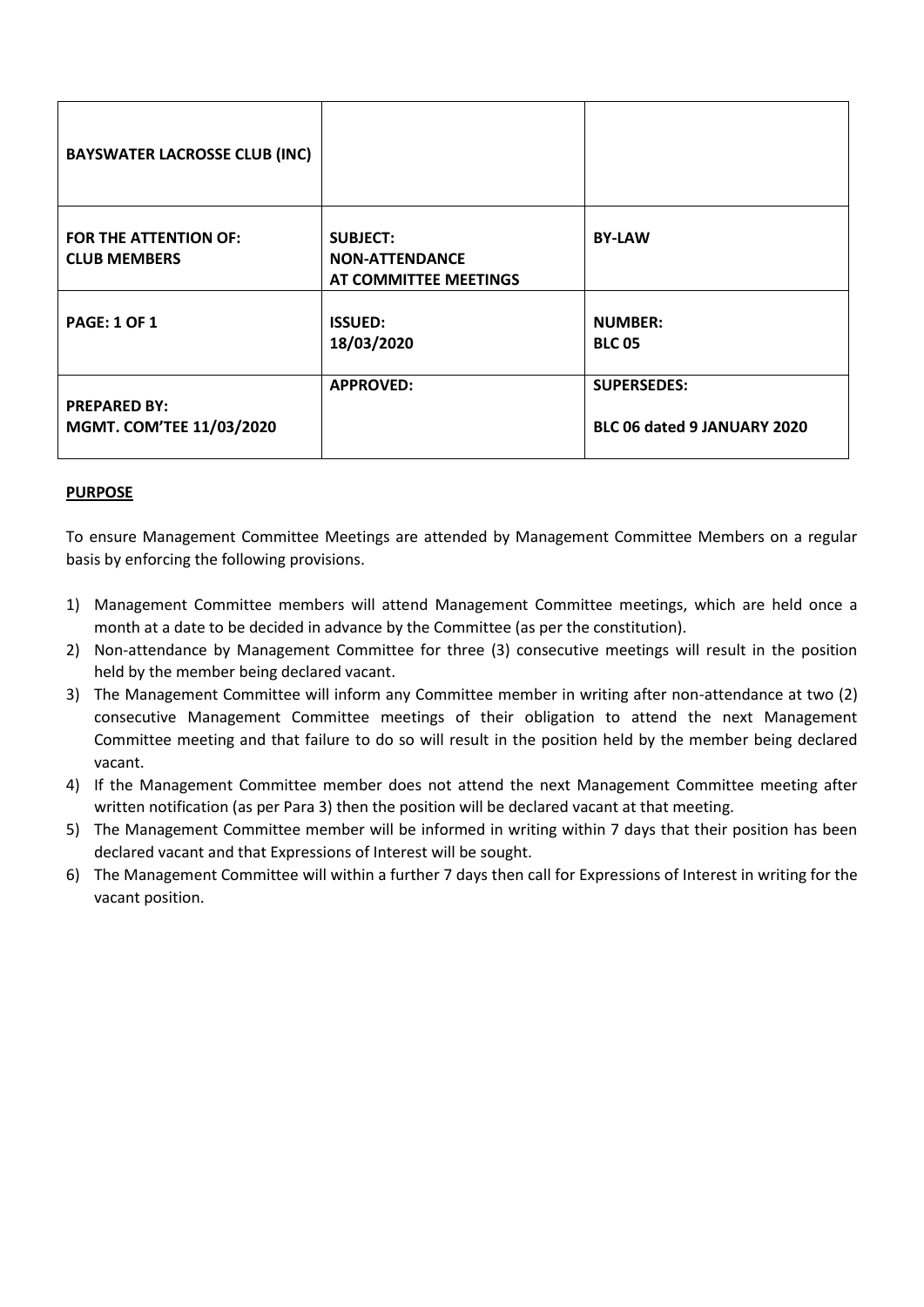| BAYSWATER LACROSSE CLUB (INC) | | |
|---|---|---|
| **FOR THE ATTENTION OF:**<br>**CLUB MEMBERS** | **SUBJECT:**<br>**NON-ATTENDANCE AT COMMITTEE MEETINGS** | **BY-LAW** |
| **PAGE: 1 OF 1** | **ISSUED:**<br>**18/03/2020** | **NUMBER:**<br>**BLC 05** |
| **PREPARED BY:**<br>**MGMT. COM'TEE 11/03/2020** | **APPROVED:** | **SUPERSEDES:**<br>**BLC 06 dated 9 JANUARY 2020** |

**PURPOSE**

To ensure Management Committee Meetings are attended by Management Committee Members on a regular basis by enforcing the following provisions.

1) Management Committee members will attend Management Committee meetings, which are held once a month at a date to be decided in advance by the Committee (as per the constitution).
2) Non-attendance by Management Committee for three (3) consecutive meetings will result in the position held by the member being declared vacant.
3) The Management Committee will inform any Committee member in writing after non-attendance at two (2) consecutive Management Committee meetings of their obligation to attend the next Management Committee meeting and that failure to do so will result in the position held by the member being declared vacant.
4) If the Management Committee member does not attend the next Management Committee meeting after written notification (as per Para 3) then the position will be declared vacant at that meeting.
5) The Management Committee member will be informed in writing within 7 days that their position has been declared vacant and that Expressions of Interest will be sought.
6) The Management Committee will within a further 7 days then call for Expressions of Interest in writing for the vacant position.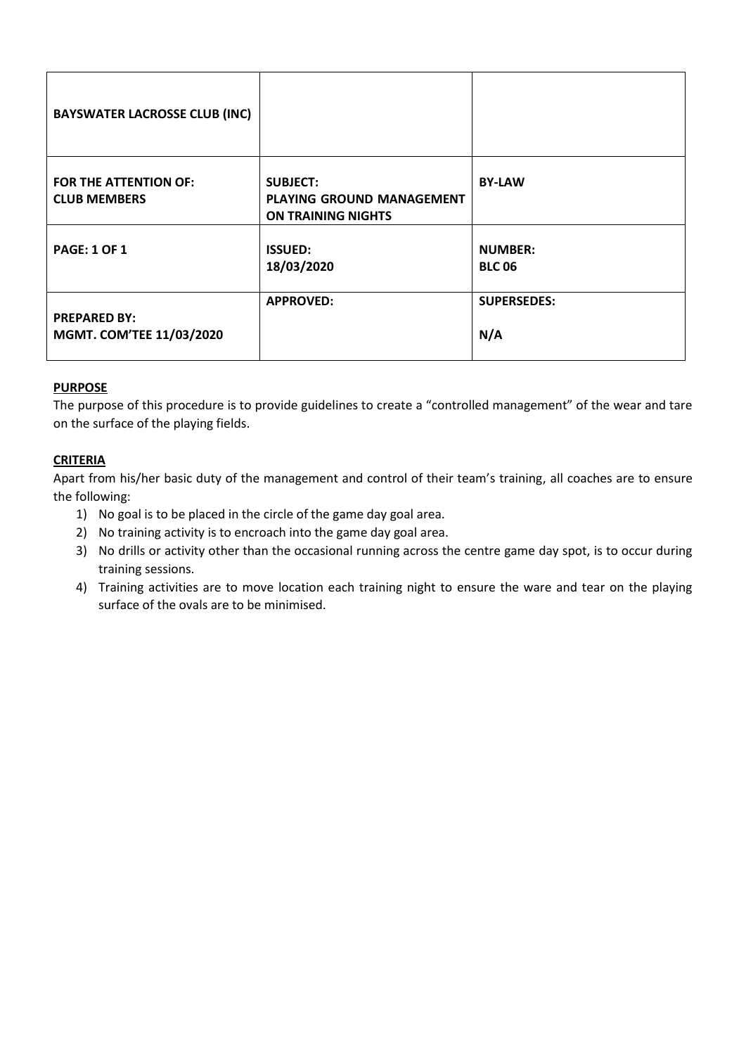| | | |
|---|---|---|
| **BAYSWATER LACROSSE CLUB (INC)** | | |
| **FOR THE ATTENTION OF:**<br>**CLUB MEMBERS** | **SUBJECT:**<br>**PLAYING GROUND MANAGEMENT ON TRAINING NIGHTS** | **BY-LAW** |
| **PAGE: 1 OF 1** | **ISSUED:**<br>**18/03/2020** | **NUMBER:**<br>**BLC 06** |
| **PREPARED BY:**<br>**MGMT. COM'TEE 11/03/2020** | **APPROVED:** | **SUPERSEDES:**<br>**N/A** |

**PURPOSE**

The purpose of this procedure is to provide guidelines to create a "controlled management" of the wear and tare on the surface of the playing fields.

**CRITERIA**

Apart from his/her basic duty of the management and control of their team's training, all coaches are to ensure the following:

1) No goal is to be placed in the circle of the game day goal area.
2) No training activity is to encroach into the game day goal area.
3) No drills or activity other than the occasional running across the centre game day spot, is to occur during training sessions.
4) Training activities are to move location each training night to ensure the ware and tear on the playing surface of the ovals are to be minimised.